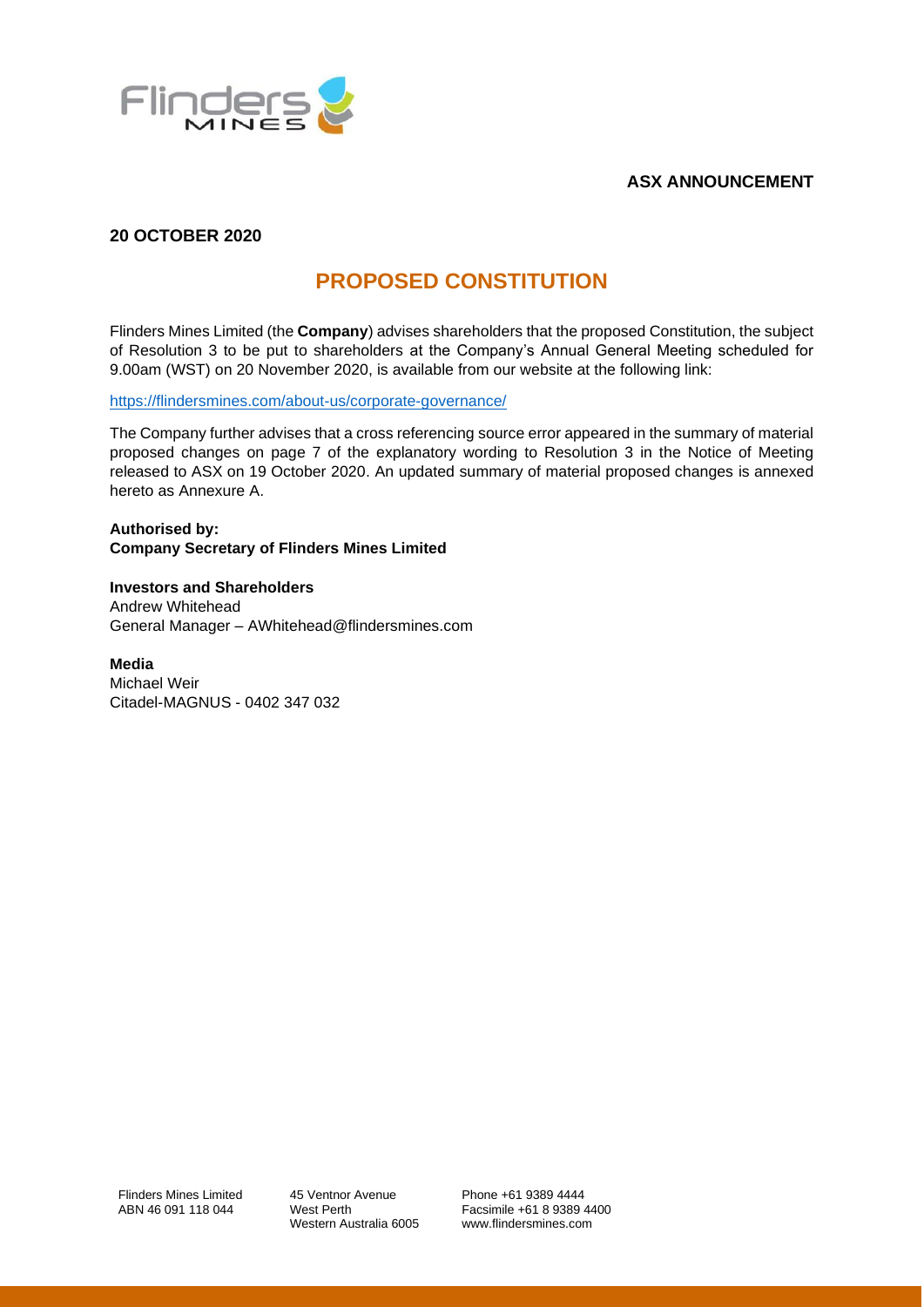**ASX ANNOUNCEMENT**

**20 OCTOBER 2020**

# PROPOSED CONSTITUTION

Flinders Mines Limited (the **Company**) advises shareholders that the proposed Constitution, the subject of Resolution 3 to be put to shareholders at the Company's Annual General Meeting scheduled for 9.00am (WST) on 20 November 2020, is available from our website at the following link:

https://flindersmines.com/about-us/corporate-governance/

The Company further advises that a cross referencing source error appeared in the summary of material proposed changes on page 7 of the explanatory wording to Resolution 3 in the Notice of Meeting released to ASX on 19 October 2020. An updated summary of material proposed changes is annexed hereto as Annexure A.

**Authorised by:**
**Company Secretary of Flinders Mines Limited**

**Investors and Shareholders**
Andrew Whitehead
General Manager – AWhitehead@flindersmines.com

**Media**
Michael Weir
Citadel-MAGNUS - 0402 347 032

Flinders Mines Limited
ABN 46 091 118 044

45 Ventnor Avenue
West Perth
Western Australia 6005

Phone +61 9389 4444
Facsimile +61 8 9389 4400
www.flindersmines.com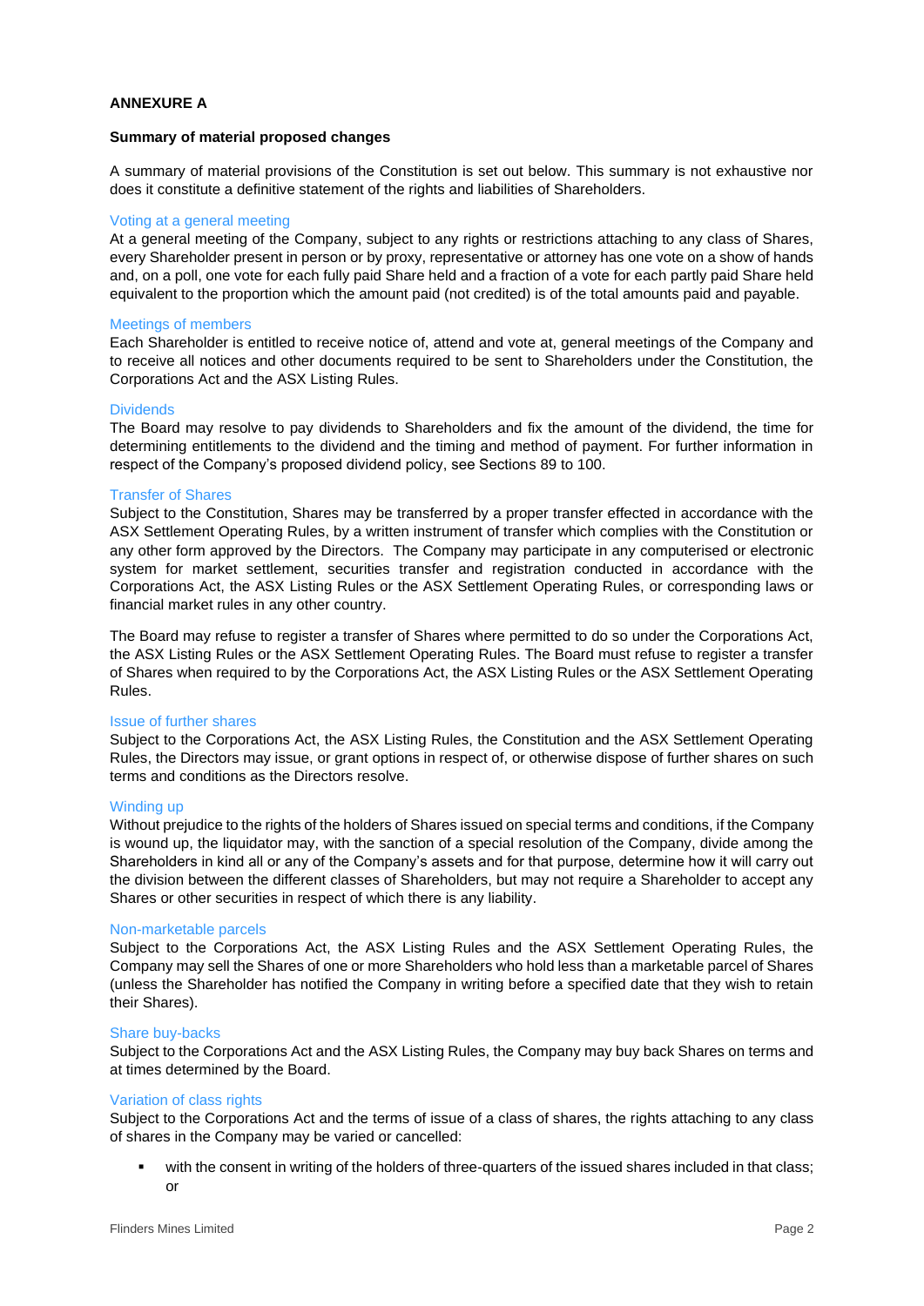**ANNEXURE A**

**Summary of material proposed changes**

A summary of material provisions of the Constitution is set out below. This summary is not exhaustive nor does it constitute a definitive statement of the rights and liabilities of Shareholders.

### Voting at a general meeting

At a general meeting of the Company, subject to any rights or restrictions attaching to any class of Shares, every Shareholder present in person or by proxy, representative or attorney has one vote on a show of hands and, on a poll, one vote for each fully paid Share held and a fraction of a vote for each partly paid Share held equivalent to the proportion which the amount paid (not credited) is of the total amounts paid and payable.

### Meetings of members

Each Shareholder is entitled to receive notice of, attend and vote at, general meetings of the Company and to receive all notices and other documents required to be sent to Shareholders under the Constitution, the Corporations Act and the ASX Listing Rules.

### Dividends

The Board may resolve to pay dividends to Shareholders and fix the amount of the dividend, the time for determining entitlements to the dividend and the timing and method of payment. For further information in respect of the Company's proposed dividend policy, see Sections 89 to 100.

### Transfer of Shares

Subject to the Constitution, Shares may be transferred by a proper transfer effected in accordance with the ASX Settlement Operating Rules, by a written instrument of transfer which complies with the Constitution or any other form approved by the Directors. The Company may participate in any computerised or electronic system for market settlement, securities transfer and registration conducted in accordance with the Corporations Act, the ASX Listing Rules or the ASX Settlement Operating Rules, or corresponding laws or financial market rules in any other country.

The Board may refuse to register a transfer of Shares where permitted to do so under the Corporations Act, the ASX Listing Rules or the ASX Settlement Operating Rules. The Board must refuse to register a transfer of Shares when required to by the Corporations Act, the ASX Listing Rules or the ASX Settlement Operating Rules.

### Issue of further shares

Subject to the Corporations Act, the ASX Listing Rules, the Constitution and the ASX Settlement Operating Rules, the Directors may issue, or grant options in respect of, or otherwise dispose of further shares on such terms and conditions as the Directors resolve.

### Winding up

Without prejudice to the rights of the holders of Shares issued on special terms and conditions, if the Company is wound up, the liquidator may, with the sanction of a special resolution of the Company, divide among the Shareholders in kind all or any of the Company's assets and for that purpose, determine how it will carry out the division between the different classes of Shareholders, but may not require a Shareholder to accept any Shares or other securities in respect of which there is any liability.

### Non-marketable parcels

Subject to the Corporations Act, the ASX Listing Rules and the ASX Settlement Operating Rules, the Company may sell the Shares of one or more Shareholders who hold less than a marketable parcel of Shares (unless the Shareholder has notified the Company in writing before a specified date that they wish to retain their Shares).

### Share buy-backs

Subject to the Corporations Act and the ASX Listing Rules, the Company may buy back Shares on terms and at times determined by the Board.

### Variation of class rights

Subject to the Corporations Act and the terms of issue of a class of shares, the rights attaching to any class of shares in the Company may be varied or cancelled:

- with the consent in writing of the holders of three-quarters of the issued shares included in that class; or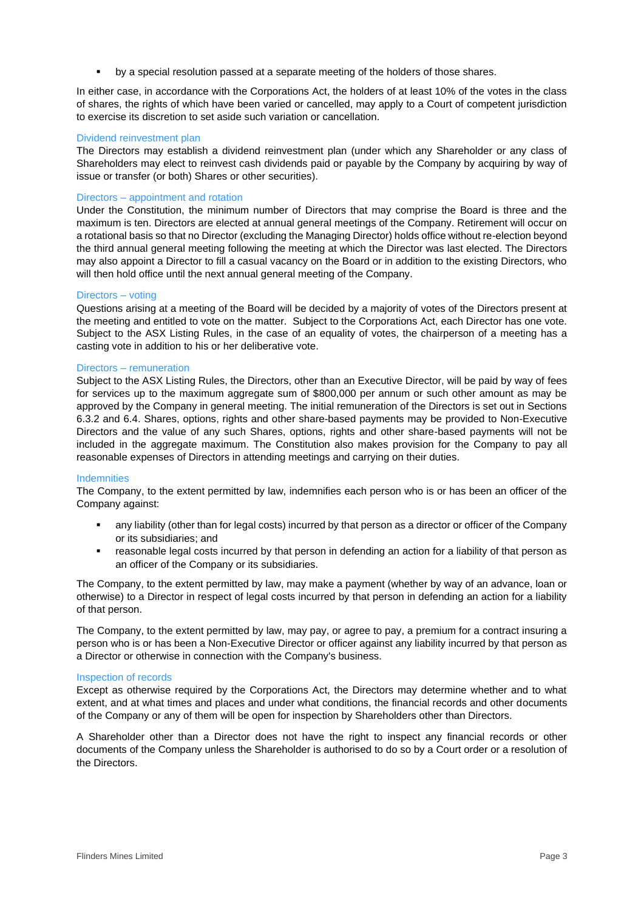- by a special resolution passed at a separate meeting of the holders of those shares.

In either case, in accordance with the Corporations Act, the holders of at least 10% of the votes in the class of shares, the rights of which have been varied or cancelled, may apply to a Court of competent jurisdiction to exercise its discretion to set aside such variation or cancellation.

### Dividend reinvestment plan

The Directors may establish a dividend reinvestment plan (under which any Shareholder or any class of Shareholders may elect to reinvest cash dividends paid or payable by the Company by acquiring by way of issue or transfer (or both) Shares or other securities).

### Directors – appointment and rotation

Under the Constitution, the minimum number of Directors that may comprise the Board is three and the maximum is ten. Directors are elected at annual general meetings of the Company. Retirement will occur on a rotational basis so that no Director (excluding the Managing Director) holds office without re-election beyond the third annual general meeting following the meeting at which the Director was last elected. The Directors may also appoint a Director to fill a casual vacancy on the Board or in addition to the existing Directors, who will then hold office until the next annual general meeting of the Company.

### Directors – voting

Questions arising at a meeting of the Board will be decided by a majority of votes of the Directors present at the meeting and entitled to vote on the matter. Subject to the Corporations Act, each Director has one vote. Subject to the ASX Listing Rules, in the case of an equality of votes, the chairperson of a meeting has a casting vote in addition to his or her deliberative vote.

### Directors – remuneration

Subject to the ASX Listing Rules, the Directors, other than an Executive Director, will be paid by way of fees for services up to the maximum aggregate sum of $800,000 per annum or such other amount as may be approved by the Company in general meeting. The initial remuneration of the Directors is set out in Sections 6.3.2 and 6.4. Shares, options, rights and other share-based payments may be provided to Non-Executive Directors and the value of any such Shares, options, rights and other share-based payments will not be included in the aggregate maximum. The Constitution also makes provision for the Company to pay all reasonable expenses of Directors in attending meetings and carrying on their duties.

### Indemnities

The Company, to the extent permitted by law, indemnifies each person who is or has been an officer of the Company against:

- any liability (other than for legal costs) incurred by that person as a director or officer of the Company or its subsidiaries; and
- reasonable legal costs incurred by that person in defending an action for a liability of that person as an officer of the Company or its subsidiaries.

The Company, to the extent permitted by law, may make a payment (whether by way of an advance, loan or otherwise) to a Director in respect of legal costs incurred by that person in defending an action for a liability of that person.

The Company, to the extent permitted by law, may pay, or agree to pay, a premium for a contract insuring a person who is or has been a Non-Executive Director or officer against any liability incurred by that person as a Director or otherwise in connection with the Company's business.

### Inspection of records

Except as otherwise required by the Corporations Act, the Directors may determine whether and to what extent, and at what times and places and under what conditions, the financial records and other documents of the Company or any of them will be open for inspection by Shareholders other than Directors.

A Shareholder other than a Director does not have the right to inspect any financial records or other documents of the Company unless the Shareholder is authorised to do so by a Court order or a resolution of the Directors.